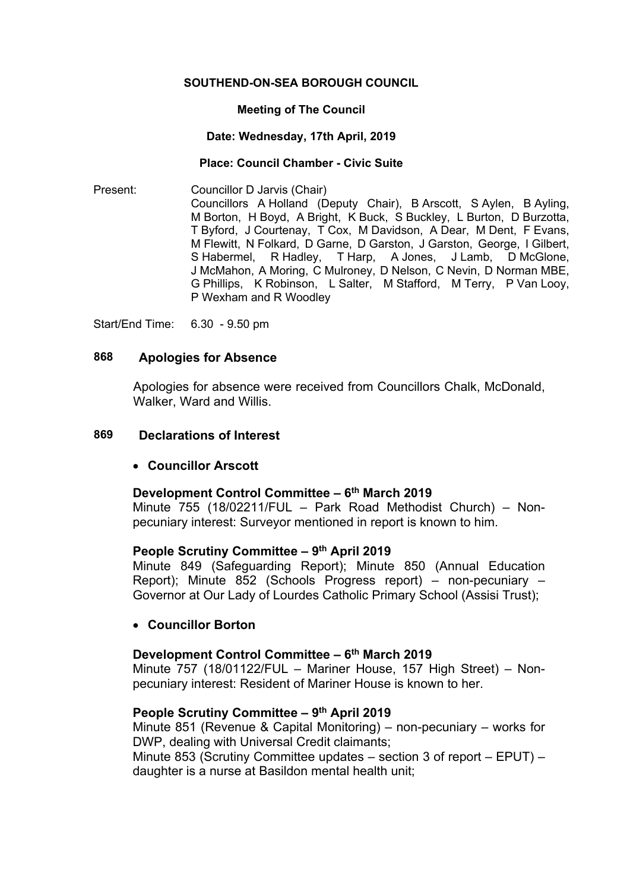**SOUTHEND-ON-SEA BOROUGH COUNCIL**

**Meeting of The Council**

**Date: Wednesday, 17th April, 2019**

**Place: Council Chamber - Civic Suite**

Present: Councillor D Jarvis (Chair)
Councillors A Holland (Deputy Chair), B Arscott, S Aylen, B Ayling, M Borton, H Boyd, A Bright, K Buck, S Buckley, L Burton, D Burzotta, T Byford, J Courtenay, T Cox, M Davidson, A Dear, M Dent, F Evans, M Flewitt, N Folkard, D Garne, D Garston, J Garston, George, I Gilbert, S Habermel, R Hadley, T Harp, A Jones, J Lamb, D McGlone, J McMahon, A Moring, C Mulroney, D Nelson, C Nevin, D Norman MBE, G Phillips, K Robinson, L Salter, M Stafford, M Terry, P Van Looy, P Wexham and R Woodley

Start/End Time: 6.30 - 9.50 pm

## 868 Apologies for Absence

Apologies for absence were received from Councillors Chalk, McDonald, Walker, Ward and Willis.

## 869 Declarations of Interest

- **Councillor Arscott**

**Development Control Committee – 6th March 2019**
Minute 755 (18/02211/FUL – Park Road Methodist Church) – Non-pecuniary interest: Surveyor mentioned in report is known to him.

**People Scrutiny Committee – 9th April 2019**
Minute 849 (Safeguarding Report); Minute 850 (Annual Education Report); Minute 852 (Schools Progress report) – non-pecuniary – Governor at Our Lady of Lourdes Catholic Primary School (Assisi Trust);

- **Councillor Borton**

**Development Control Committee – 6th March 2019**
Minute 757 (18/01122/FUL – Mariner House, 157 High Street) – Non-pecuniary interest: Resident of Mariner House is known to her.

**People Scrutiny Committee – 9th April 2019**
Minute 851 (Revenue & Capital Monitoring) – non-pecuniary – works for DWP, dealing with Universal Credit claimants;
Minute 853 (Scrutiny Committee updates – section 3 of report – EPUT) – daughter is a nurse at Basildon mental health unit;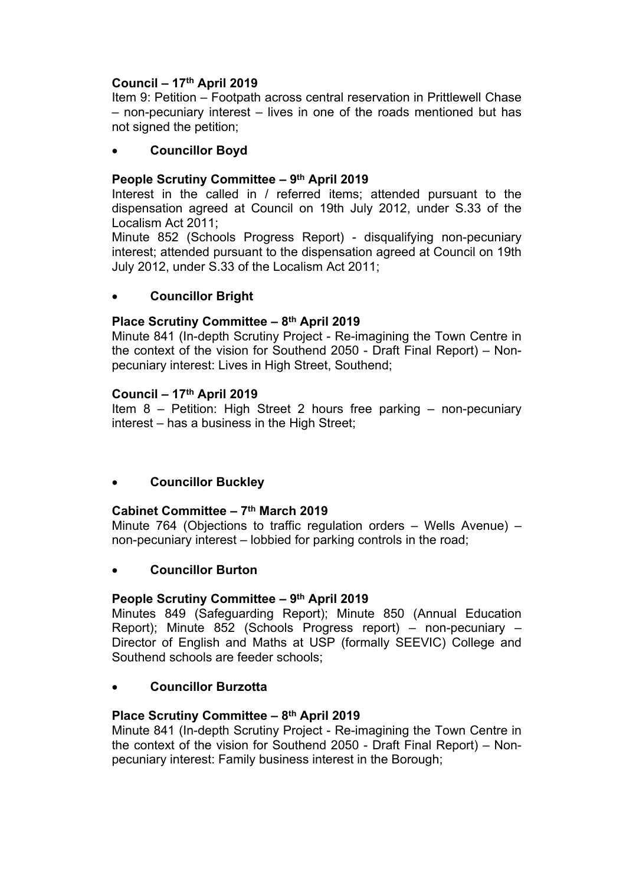**Council – 17th April 2019**
Item 9: Petition – Footpath across central reservation in Prittlewell Chase – non-pecuniary interest – lives in one of the roads mentioned but has not signed the petition;

- **Councillor Boyd**

**People Scrutiny Committee – 9th April 2019**
Interest in the called in / referred items; attended pursuant to the dispensation agreed at Council on 19th July 2012, under S.33 of the Localism Act 2011;
Minute 852 (Schools Progress Report) - disqualifying non-pecuniary interest; attended pursuant to the dispensation agreed at Council on 19th July 2012, under S.33 of the Localism Act 2011;

- **Councillor Bright**

**Place Scrutiny Committee – 8th April 2019**
Minute 841 (In-depth Scrutiny Project - Re-imagining the Town Centre in the context of the vision for Southend 2050 - Draft Final Report) – Non-pecuniary interest: Lives in High Street, Southend;

**Council – 17th April 2019**
Item 8 – Petition: High Street 2 hours free parking – non-pecuniary interest – has a business in the High Street;

- **Councillor Buckley**

**Cabinet Committee – 7th March 2019**
Minute 764 (Objections to traffic regulation orders – Wells Avenue) – non-pecuniary interest – lobbied for parking controls in the road;

- **Councillor Burton**

**People Scrutiny Committee – 9th April 2019**
Minutes 849 (Safeguarding Report); Minute 850 (Annual Education Report); Minute 852 (Schools Progress report) – non-pecuniary – Director of English and Maths at USP (formally SEEVIC) College and Southend schools are feeder schools;

- **Councillor Burzotta**

**Place Scrutiny Committee – 8th April 2019**
Minute 841 (In-depth Scrutiny Project - Re-imagining the Town Centre in the context of the vision for Southend 2050 - Draft Final Report) – Non-pecuniary interest: Family business interest in the Borough;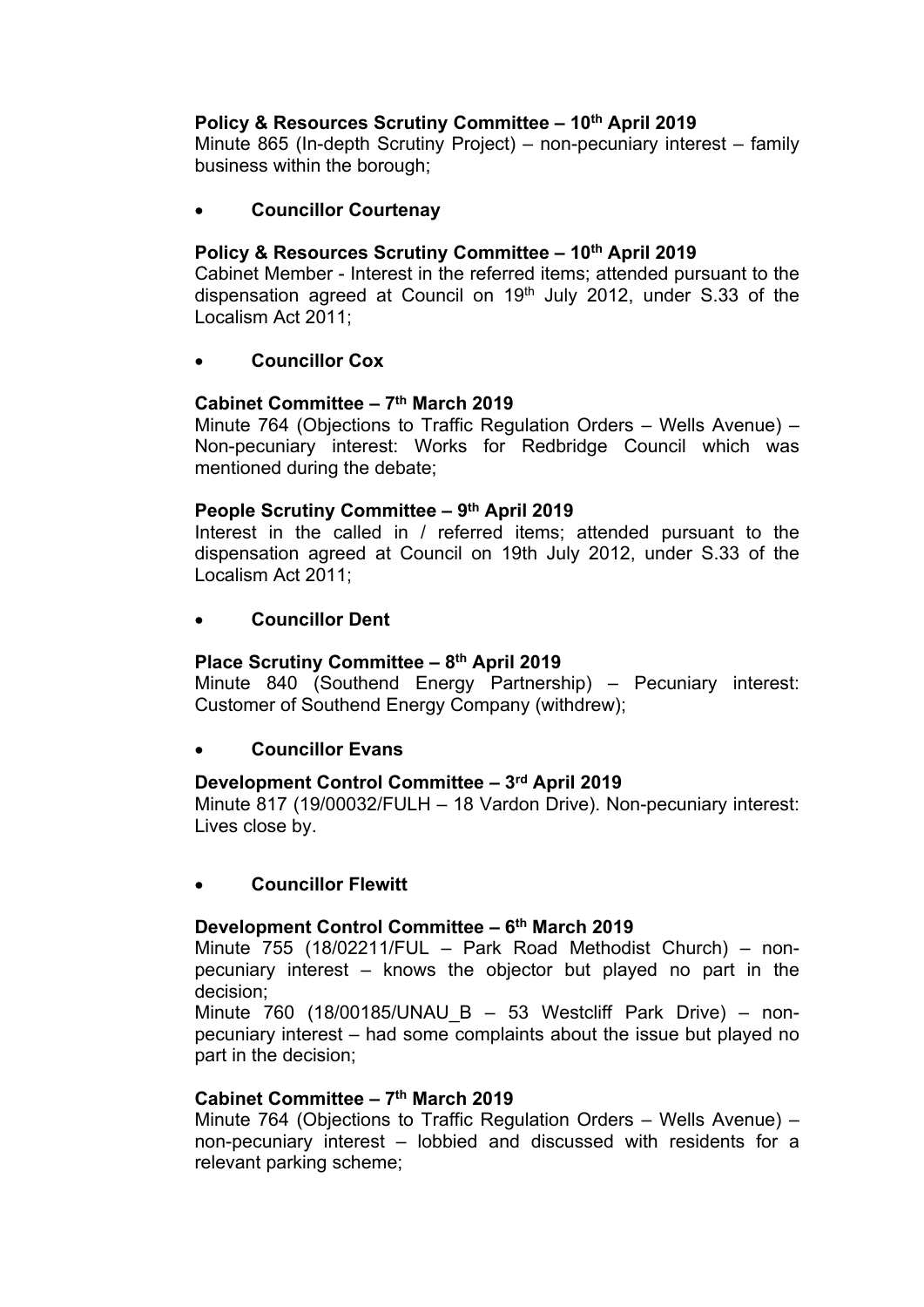**Policy & Resources Scrutiny Committee – 10th April 2019**
Minute 865 (In-depth Scrutiny Project) – non-pecuniary interest – family business within the borough;

- **Councillor Courtenay**

**Policy & Resources Scrutiny Committee – 10th April 2019**
Cabinet Member - Interest in the referred items; attended pursuant to the dispensation agreed at Council on 19th July 2012, under S.33 of the Localism Act 2011;

- **Councillor Cox**

**Cabinet Committee – 7th March 2019**
Minute 764 (Objections to Traffic Regulation Orders – Wells Avenue) – Non-pecuniary interest: Works for Redbridge Council which was mentioned during the debate;

**People Scrutiny Committee – 9th April 2019**
Interest in the called in / referred items; attended pursuant to the dispensation agreed at Council on 19th July 2012, under S.33 of the Localism Act 2011;

- **Councillor Dent**

**Place Scrutiny Committee – 8th April 2019**
Minute 840 (Southend Energy Partnership) – Pecuniary interest: Customer of Southend Energy Company (withdrew);

- **Councillor Evans**

**Development Control Committee – 3rd April 2019**
Minute 817 (19/00032/FULH – 18 Vardon Drive). Non-pecuniary interest: Lives close by.

- **Councillor Flewitt**

**Development Control Committee – 6th March 2019**
Minute 755 (18/02211/FUL – Park Road Methodist Church) – non-pecuniary interest – knows the objector but played no part in the decision;
Minute 760 (18/00185/UNAU_B – 53 Westcliff Park Drive) – non-pecuniary interest – had some complaints about the issue but played no part in the decision;

**Cabinet Committee – 7th March 2019**
Minute 764 (Objections to Traffic Regulation Orders – Wells Avenue) – non-pecuniary interest – lobbied and discussed with residents for a relevant parking scheme;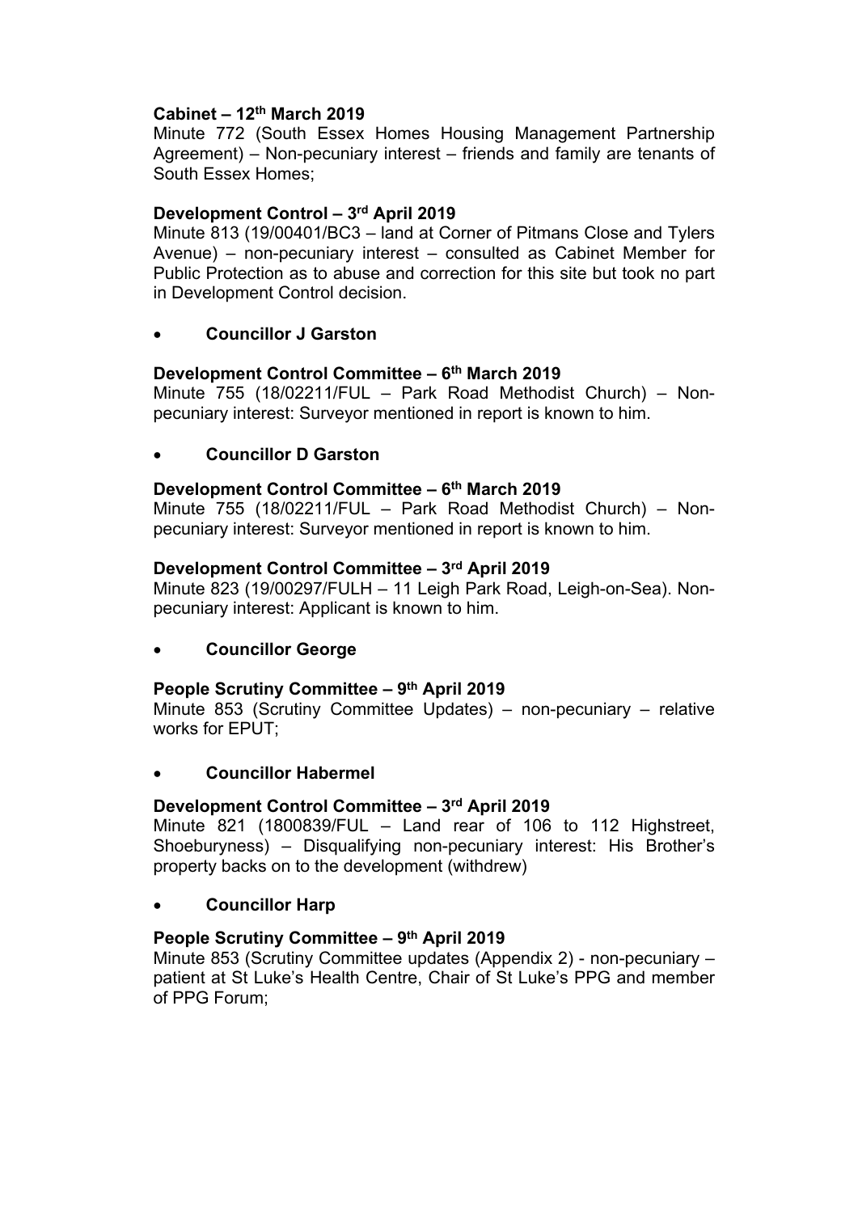**Cabinet – 12th March 2019**
Minute 772 (South Essex Homes Housing Management Partnership Agreement) – Non-pecuniary interest – friends and family are tenants of South Essex Homes;

**Development Control – 3rd April 2019**
Minute 813 (19/00401/BC3 – land at Corner of Pitmans Close and Tylers Avenue) – non-pecuniary interest – consulted as Cabinet Member for Public Protection as to abuse and correction for this site but took no part in Development Control decision.

- **Councillor J Garston**

**Development Control Committee – 6th March 2019**
Minute 755 (18/02211/FUL – Park Road Methodist Church) – Non-pecuniary interest: Surveyor mentioned in report is known to him.

- **Councillor D Garston**

**Development Control Committee – 6th March 2019**
Minute 755 (18/02211/FUL – Park Road Methodist Church) – Non-pecuniary interest: Surveyor mentioned in report is known to him.

**Development Control Committee – 3rd April 2019**
Minute 823 (19/00297/FULH – 11 Leigh Park Road, Leigh-on-Sea). Non-pecuniary interest: Applicant is known to him.

- **Councillor George**

**People Scrutiny Committee – 9th April 2019**
Minute 853 (Scrutiny Committee Updates) – non-pecuniary – relative works for EPUT;

- **Councillor Habermel**

**Development Control Committee – 3rd April 2019**
Minute 821 (1800839/FUL – Land rear of 106 to 112 Highstreet, Shoeburyness) – Disqualifying non-pecuniary interest: His Brother's property backs on to the development (withdrew)

- **Councillor Harp**

**People Scrutiny Committee – 9th April 2019**
Minute 853 (Scrutiny Committee updates (Appendix 2) - non-pecuniary – patient at St Luke's Health Centre, Chair of St Luke's PPG and member of PPG Forum;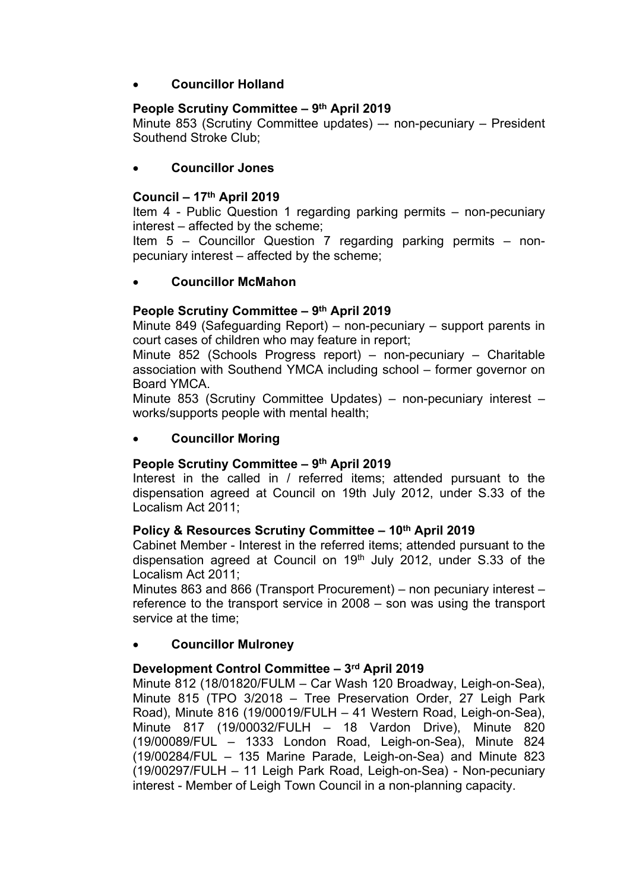- **Councillor Holland**

**People Scrutiny Committee – 9th April 2019**
Minute 853 (Scrutiny Committee updates) –- non-pecuniary – President Southend Stroke Club;

- **Councillor Jones**

**Council – 17th April 2019**
Item 4 - Public Question 1 regarding parking permits – non-pecuniary interest – affected by the scheme;
Item 5 – Councillor Question 7 regarding parking permits – non-pecuniary interest – affected by the scheme;

- **Councillor McMahon**

**People Scrutiny Committee – 9th April 2019**
Minute 849 (Safeguarding Report) – non-pecuniary – support parents in court cases of children who may feature in report;
Minute 852 (Schools Progress report) – non-pecuniary – Charitable association with Southend YMCA including school – former governor on Board YMCA.
Minute 853 (Scrutiny Committee Updates) – non-pecuniary interest – works/supports people with mental health;

- **Councillor Moring**

**People Scrutiny Committee – 9th April 2019**
Interest in the called in / referred items; attended pursuant to the dispensation agreed at Council on 19th July 2012, under S.33 of the Localism Act 2011;

**Policy & Resources Scrutiny Committee – 10th April 2019**
Cabinet Member - Interest in the referred items; attended pursuant to the dispensation agreed at Council on 19th July 2012, under S.33 of the Localism Act 2011;
Minutes 863 and 866 (Transport Procurement) – non pecuniary interest – reference to the transport service in 2008 – son was using the transport service at the time;

- **Councillor Mulroney**

**Development Control Committee – 3rd April 2019**
Minute 812 (18/01820/FULM – Car Wash 120 Broadway, Leigh-on-Sea), Minute 815 (TPO 3/2018 – Tree Preservation Order, 27 Leigh Park Road), Minute 816 (19/00019/FULH – 41 Western Road, Leigh-on-Sea), Minute 817 (19/00032/FULH – 18 Vardon Drive), Minute 820 (19/00089/FUL – 1333 London Road, Leigh-on-Sea), Minute 824 (19/00284/FUL – 135 Marine Parade, Leigh-on-Sea) and Minute 823 (19/00297/FULH – 11 Leigh Park Road, Leigh-on-Sea) - Non-pecuniary interest - Member of Leigh Town Council in a non-planning capacity.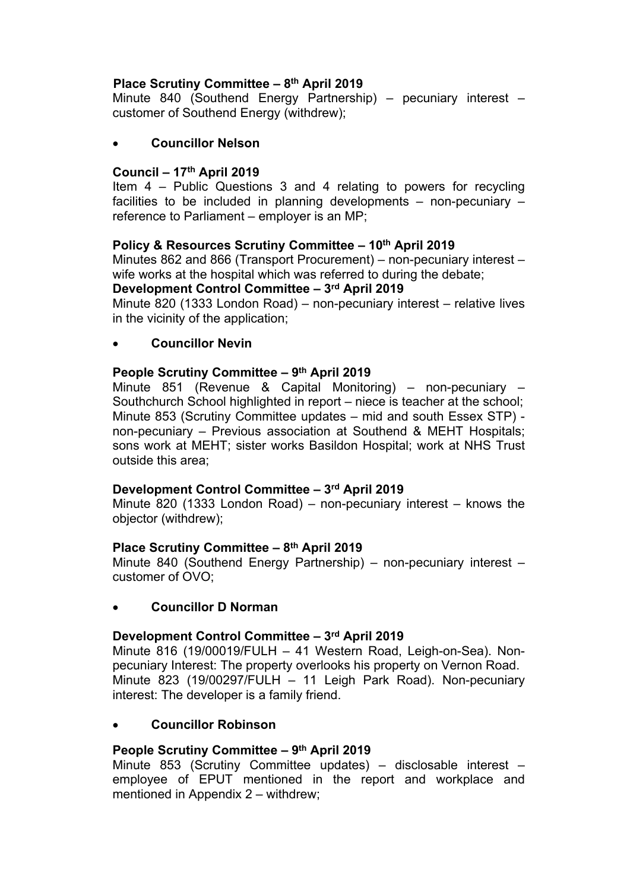**Place Scrutiny Committee – 8th April 2019**
Minute 840 (Southend Energy Partnership) – pecuniary interest – customer of Southend Energy (withdrew);

- **Councillor Nelson**

**Council – 17th April 2019**
Item 4 – Public Questions 3 and 4 relating to powers for recycling facilities to be included in planning developments – non-pecuniary – reference to Parliament – employer is an MP;

**Policy & Resources Scrutiny Committee – 10th April 2019**
Minutes 862 and 866 (Transport Procurement) – non-pecuniary interest – wife works at the hospital which was referred to during the debate;
**Development Control Committee – 3rd April 2019**
Minute 820 (1333 London Road) – non-pecuniary interest – relative lives in the vicinity of the application;

- **Councillor Nevin**

**People Scrutiny Committee – 9th April 2019**
Minute 851 (Revenue & Capital Monitoring) – non-pecuniary – Southchurch School highlighted in report – niece is teacher at the school;
Minute 853 (Scrutiny Committee updates – mid and south Essex STP) - non-pecuniary – Previous association at Southend & MEHT Hospitals; sons work at MEHT; sister works Basildon Hospital; work at NHS Trust outside this area;

**Development Control Committee – 3rd April 2019**
Minute 820 (1333 London Road) – non-pecuniary interest – knows the objector (withdrew);

**Place Scrutiny Committee – 8th April 2019**
Minute 840 (Southend Energy Partnership) – non-pecuniary interest – customer of OVO;

- **Councillor D Norman**

**Development Control Committee – 3rd April 2019**
Minute 816 (19/00019/FULH – 41 Western Road, Leigh-on-Sea). Non-pecuniary Interest: The property overlooks his property on Vernon Road.
Minute 823 (19/00297/FULH – 11 Leigh Park Road). Non-pecuniary interest: The developer is a family friend.

- **Councillor Robinson**

**People Scrutiny Committee – 9th April 2019**
Minute 853 (Scrutiny Committee updates) – disclosable interest – employee of EPUT mentioned in the report and workplace and mentioned in Appendix 2 – withdrew;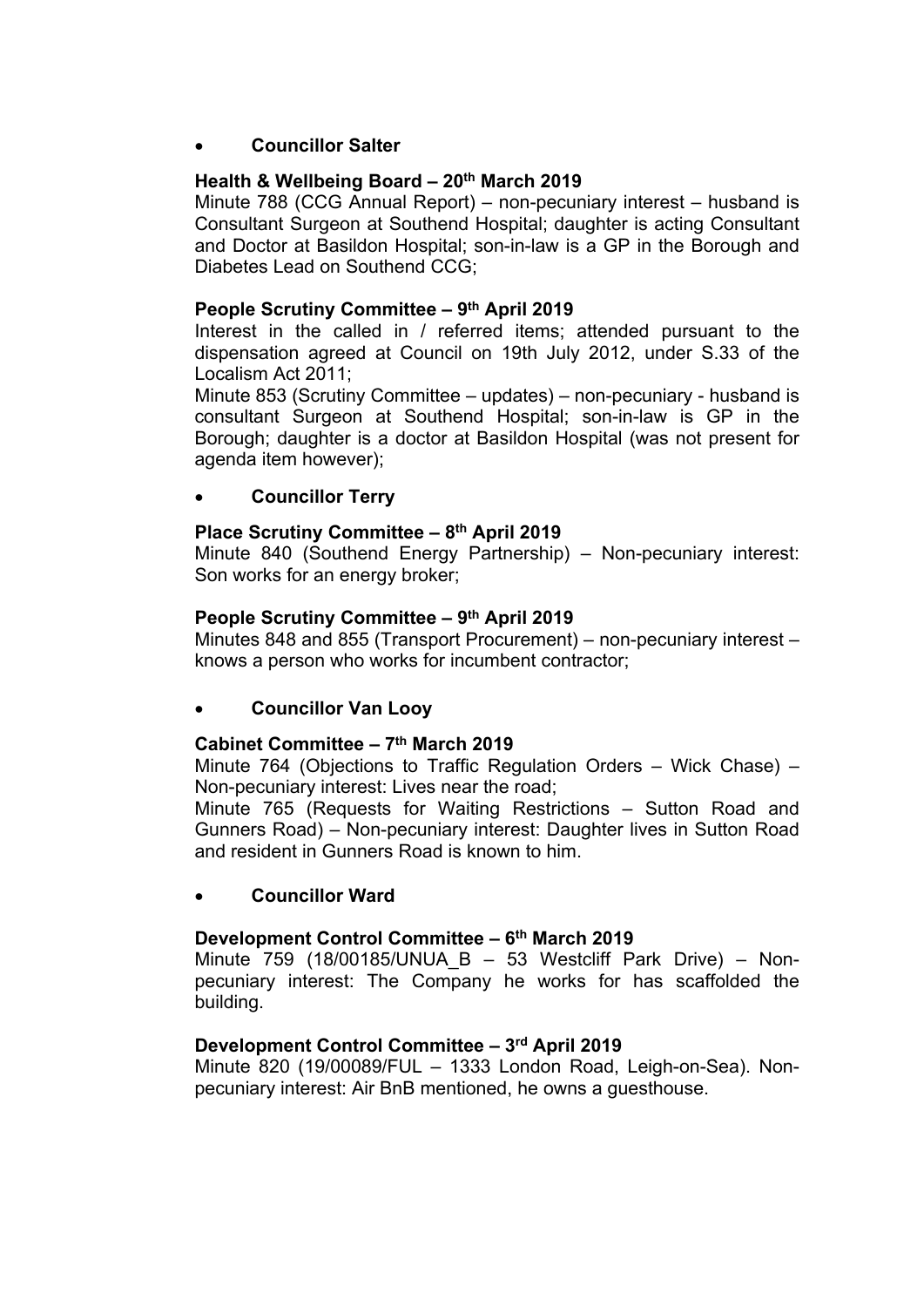- **Councillor Salter**

**Health & Wellbeing Board – 20th March 2019**

Minute 788 (CCG Annual Report) – non-pecuniary interest – husband is Consultant Surgeon at Southend Hospital; daughter is acting Consultant and Doctor at Basildon Hospital; son-in-law is a GP in the Borough and Diabetes Lead on Southend CCG;

**People Scrutiny Committee – 9th April 2019**

Interest in the called in / referred items; attended pursuant to the dispensation agreed at Council on 19th July 2012, under S.33 of the Localism Act 2011;

Minute 853 (Scrutiny Committee – updates) – non-pecuniary - husband is consultant Surgeon at Southend Hospital; son-in-law is GP in the Borough; daughter is a doctor at Basildon Hospital (was not present for agenda item however);

- **Councillor Terry**

**Place Scrutiny Committee – 8th April 2019**

Minute 840 (Southend Energy Partnership) – Non-pecuniary interest: Son works for an energy broker;

**People Scrutiny Committee – 9th April 2019**

Minutes 848 and 855 (Transport Procurement) – non-pecuniary interest – knows a person who works for incumbent contractor;

- **Councillor Van Looy**

**Cabinet Committee – 7th March 2019**

Minute 764 (Objections to Traffic Regulation Orders – Wick Chase) – Non-pecuniary interest: Lives near the road;

Minute 765 (Requests for Waiting Restrictions – Sutton Road and Gunners Road) – Non-pecuniary interest: Daughter lives in Sutton Road and resident in Gunners Road is known to him.

- **Councillor Ward**

**Development Control Committee – 6th March 2019**

Minute 759 (18/00185/UNUA_B – 53 Westcliff Park Drive) – Non-pecuniary interest: The Company he works for has scaffolded the building.

**Development Control Committee – 3rd April 2019**

Minute 820 (19/00089/FUL – 1333 London Road, Leigh-on-Sea). Non-pecuniary interest: Air BnB mentioned, he owns a guesthouse.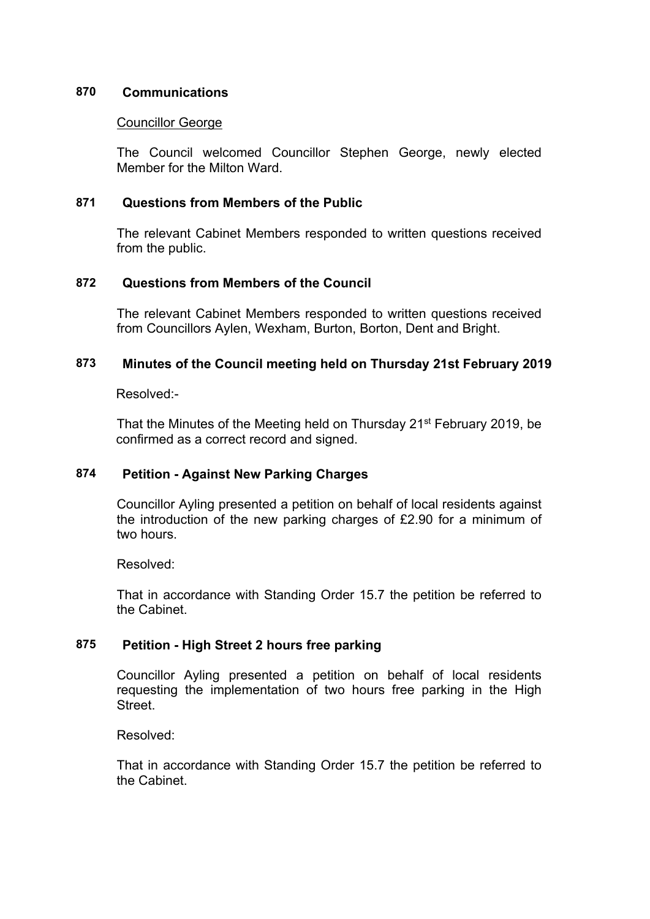## 870 Communications

Councillor George

The Council welcomed Councillor Stephen George, newly elected Member for the Milton Ward.

## 871 Questions from Members of the Public

The relevant Cabinet Members responded to written questions received from the public.

## 872 Questions from Members of the Council

The relevant Cabinet Members responded to written questions received from Councillors Aylen, Wexham, Burton, Borton, Dent and Bright.

## 873 Minutes of the Council meeting held on Thursday 21st February 2019

Resolved:-

That the Minutes of the Meeting held on Thursday 21st February 2019, be confirmed as a correct record and signed.

## 874 Petition - Against New Parking Charges

Councillor Ayling presented a petition on behalf of local residents against the introduction of the new parking charges of £2.90 for a minimum of two hours.

Resolved:

That in accordance with Standing Order 15.7 the petition be referred to the Cabinet.

## 875 Petition - High Street 2 hours free parking

Councillor Ayling presented a petition on behalf of local residents requesting the implementation of two hours free parking in the High Street.

Resolved:

That in accordance with Standing Order 15.7 the petition be referred to the Cabinet.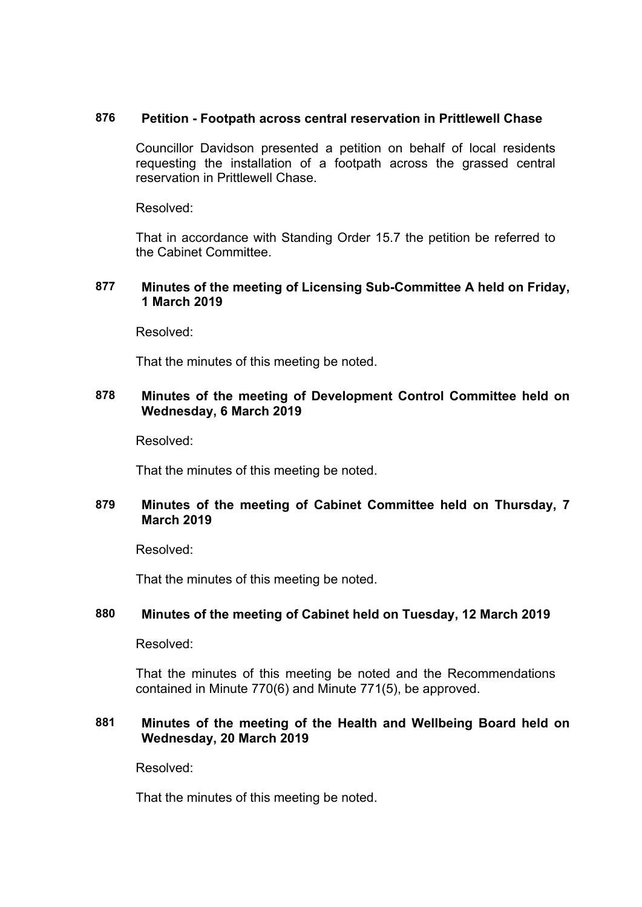## 876 Petition - Footpath across central reservation in Prittlewell Chase

Councillor Davidson presented a petition on behalf of local residents requesting the installation of a footpath across the grassed central reservation in Prittlewell Chase.

Resolved:

That in accordance with Standing Order 15.7 the petition be referred to the Cabinet Committee.

## 877 Minutes of the meeting of Licensing Sub-Committee A held on Friday, 1 March 2019

Resolved:

That the minutes of this meeting be noted.

## 878 Minutes of the meeting of Development Control Committee held on Wednesday, 6 March 2019

Resolved:

That the minutes of this meeting be noted.

## 879 Minutes of the meeting of Cabinet Committee held on Thursday, 7 March 2019

Resolved:

That the minutes of this meeting be noted.

## 880 Minutes of the meeting of Cabinet held on Tuesday, 12 March 2019

Resolved:

That the minutes of this meeting be noted and the Recommendations contained in Minute 770(6) and Minute 771(5), be approved.

## 881 Minutes of the meeting of the Health and Wellbeing Board held on Wednesday, 20 March 2019

Resolved:

That the minutes of this meeting be noted.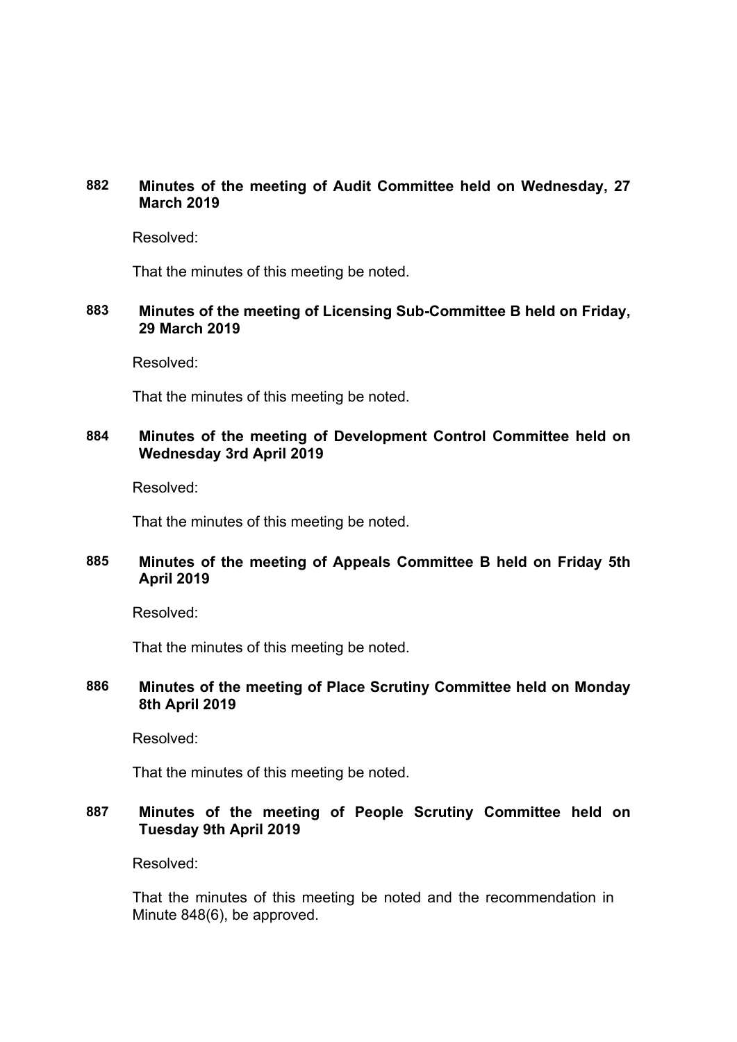**882 Minutes of the meeting of Audit Committee held on Wednesday, 27 March 2019**

Resolved:

That the minutes of this meeting be noted.

**883 Minutes of the meeting of Licensing Sub-Committee B held on Friday, 29 March 2019**

Resolved:

That the minutes of this meeting be noted.

**884 Minutes of the meeting of Development Control Committee held on Wednesday 3rd April 2019**

Resolved:

That the minutes of this meeting be noted.

**885 Minutes of the meeting of Appeals Committee B held on Friday 5th April 2019**

Resolved:

That the minutes of this meeting be noted.

**886 Minutes of the meeting of Place Scrutiny Committee held on Monday 8th April 2019**

Resolved:

That the minutes of this meeting be noted.

**887 Minutes of the meeting of People Scrutiny Committee held on Tuesday 9th April 2019**

Resolved:

That the minutes of this meeting be noted and the recommendation in Minute 848(6), be approved.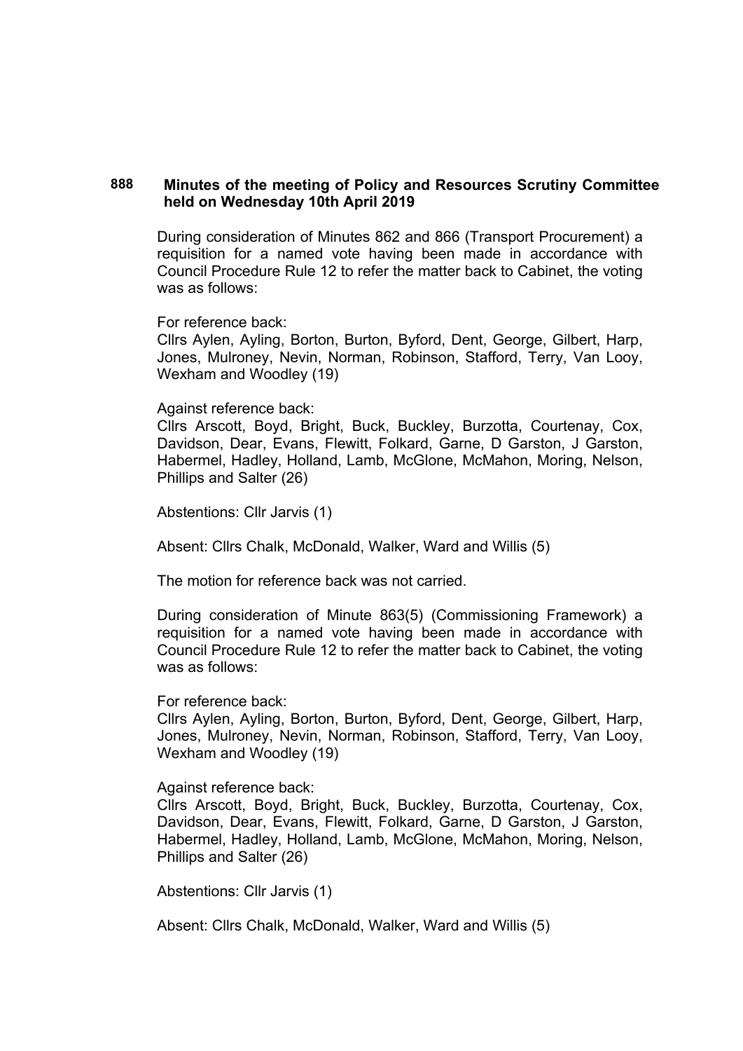## 888 Minutes of the meeting of Policy and Resources Scrutiny Committee held on Wednesday 10th April 2019

During consideration of Minutes 862 and 866 (Transport Procurement) a requisition for a named vote having been made in accordance with Council Procedure Rule 12 to refer the matter back to Cabinet, the voting was as follows:

For reference back:
Cllrs Aylen, Ayling, Borton, Burton, Byford, Dent, George, Gilbert, Harp, Jones, Mulroney, Nevin, Norman, Robinson, Stafford, Terry, Van Looy, Wexham and Woodley (19)

Against reference back:
Cllrs Arscott, Boyd, Bright, Buck, Buckley, Burzotta, Courtenay, Cox, Davidson, Dear, Evans, Flewitt, Folkard, Garne, D Garston, J Garston, Habermel, Hadley, Holland, Lamb, McGlone, McMahon, Moring, Nelson, Phillips and Salter (26)

Abstentions: Cllr Jarvis (1)

Absent: Cllrs Chalk, McDonald, Walker, Ward and Willis (5)

The motion for reference back was not carried.

During consideration of Minute 863(5) (Commissioning Framework) a requisition for a named vote having been made in accordance with Council Procedure Rule 12 to refer the matter back to Cabinet, the voting was as follows:

For reference back:
Cllrs Aylen, Ayling, Borton, Burton, Byford, Dent, George, Gilbert, Harp, Jones, Mulroney, Nevin, Norman, Robinson, Stafford, Terry, Van Looy, Wexham and Woodley (19)

Against reference back:
Cllrs Arscott, Boyd, Bright, Buck, Buckley, Burzotta, Courtenay, Cox, Davidson, Dear, Evans, Flewitt, Folkard, Garne, D Garston, J Garston, Habermel, Hadley, Holland, Lamb, McGlone, McMahon, Moring, Nelson, Phillips and Salter (26)

Abstentions: Cllr Jarvis (1)

Absent: Cllrs Chalk, McDonald, Walker, Ward and Willis (5)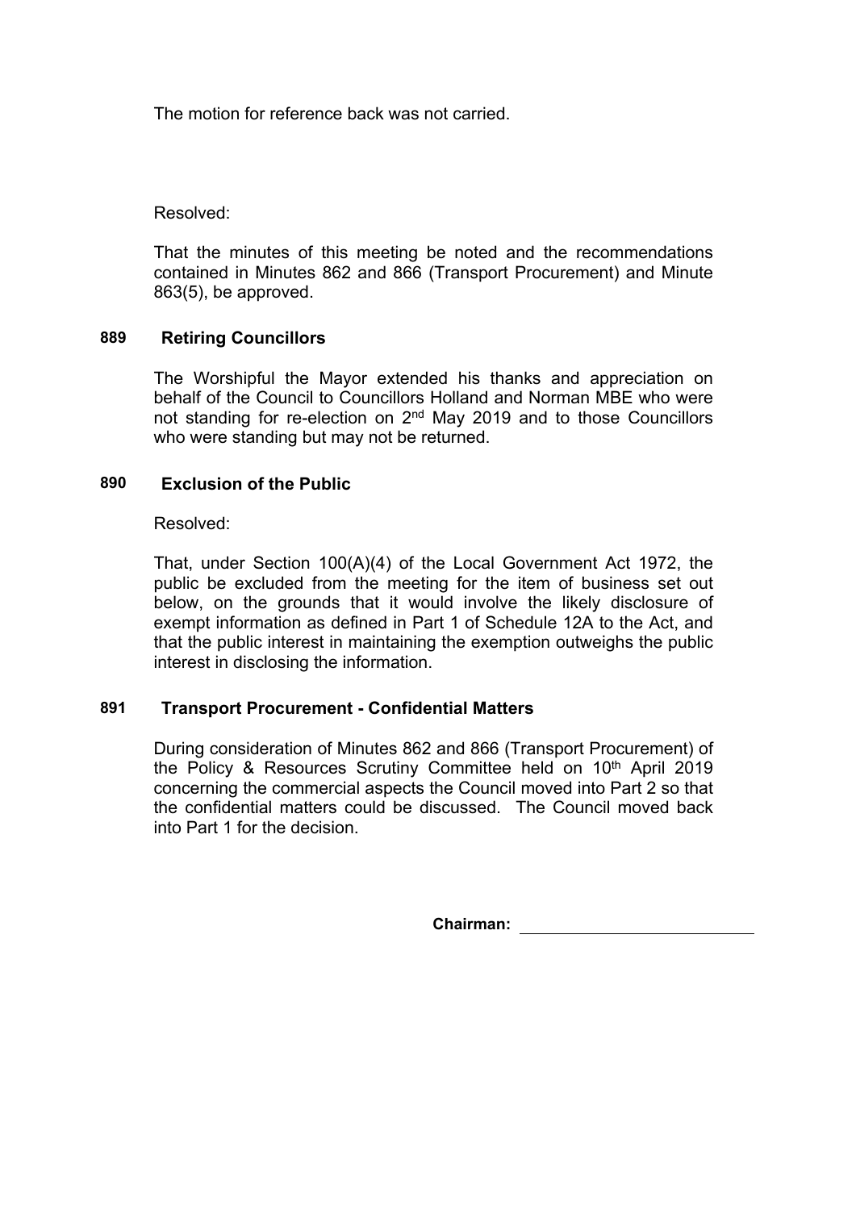The motion for reference back was not carried.

Resolved:

That the minutes of this meeting be noted and the recommendations contained in Minutes 862 and 866 (Transport Procurement) and Minute 863(5), be approved.

### 889 Retiring Councillors

The Worshipful the Mayor extended his thanks and appreciation on behalf of the Council to Councillors Holland and Norman MBE who were not standing for re-election on 2nd May 2019 and to those Councillors who were standing but may not be returned.

### 890 Exclusion of the Public

Resolved:

That, under Section 100(A)(4) of the Local Government Act 1972, the public be excluded from the meeting for the item of business set out below, on the grounds that it would involve the likely disclosure of exempt information as defined in Part 1 of Schedule 12A to the Act, and that the public interest in maintaining the exemption outweighs the public interest in disclosing the information.

### 891 Transport Procurement - Confidential Matters

During consideration of Minutes 862 and 866 (Transport Procurement) of the Policy & Resources Scrutiny Committee held on 10th April 2019 concerning the commercial aspects the Council moved into Part 2 so that the confidential matters could be discussed. The Council moved back into Part 1 for the decision.

**Chairman:** ___________________________